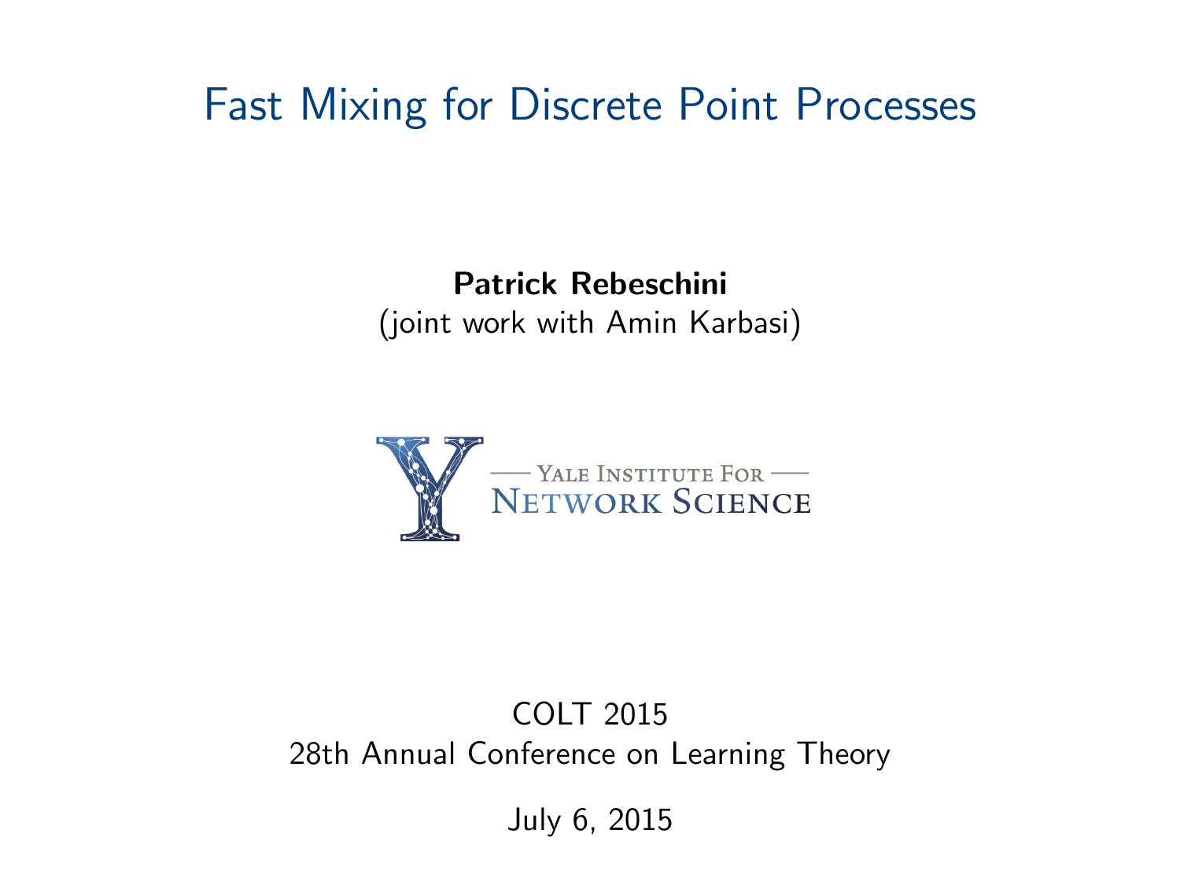# Fast Mixing for Discrete Point Processes

**Patrick Rebeschini**
(joint work with Amin Karbasi)

— Yale Institute For —
Network Science

COLT 2015
28th Annual Conference on Learning Theory

July 6, 2015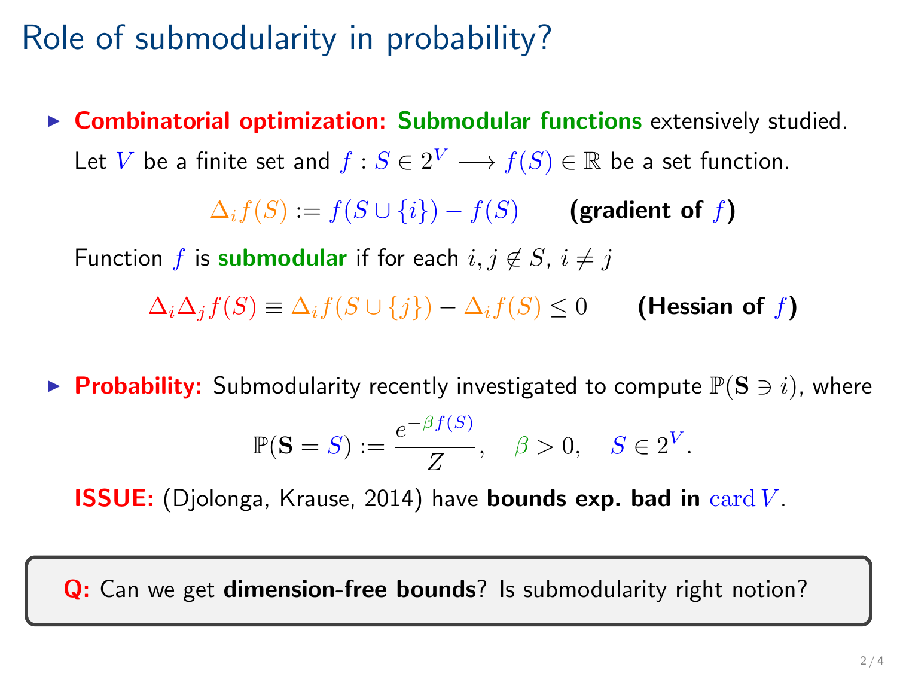# Role of submodularity in probability?

- **Combinatorial optimization:** **Submodular functions** extensively studied.

  Let $V$ be a finite set and $f : S \in 2^V \longrightarrow f(S) \in \mathbb{R}$ be a set function.

  $$\Delta_i f(S) := f(S \cup \{i\}) - f(S) \qquad \textbf{(gradient of } f\textbf{)}$$

  Function $f$ is **submodular** if for each $i, j \notin S$, $i \neq j$

  $$\Delta_i \Delta_j f(S) \equiv \Delta_i f(S \cup \{j\}) - \Delta_i f(S) \leq 0 \qquad \textbf{(Hessian of } f\textbf{)}$$

- **Probability:** Submodularity recently investigated to compute $\mathbb{P}(\mathbf{S} \ni i)$, where

  $$\mathbb{P}(\mathbf{S} = S) := \frac{e^{-\beta f(S)}}{Z}, \quad \beta > 0, \quad S \in 2^V.$$

  **ISSUE:** (Djolonga, Krause, 2014) have **bounds exp. bad in** $\operatorname{card} V$.

> **Q:** Can we get **dimension-free bounds**? Is submodularity right notion?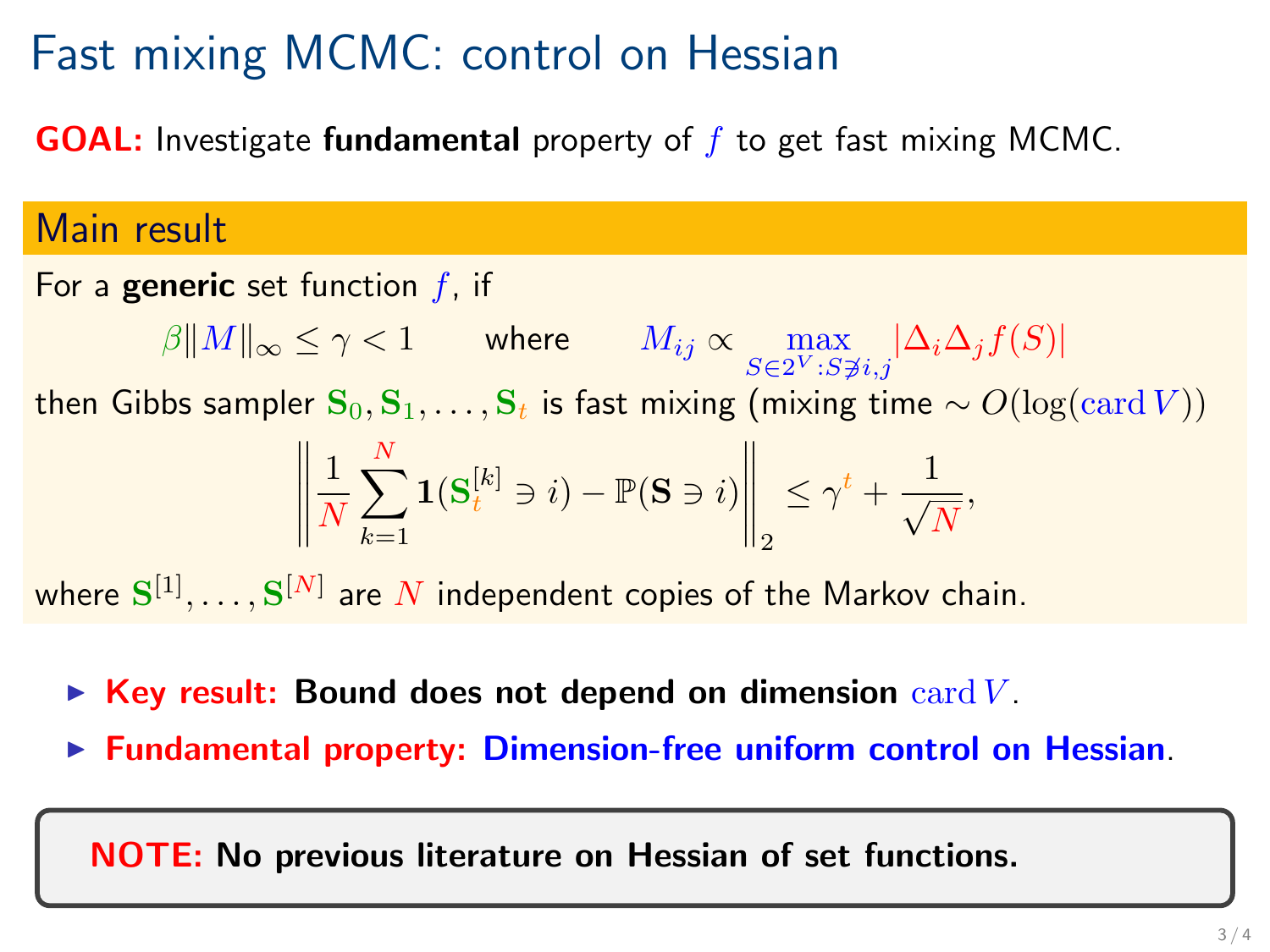# Fast mixing MCMC: control on Hessian

**GOAL:** Investigate **fundamental** property of $f$ to get fast mixing MCMC.

## Main result

For a **generic** set function $f$, if

$$\beta \|M\|_\infty \leq \gamma < 1 \qquad \text{where} \qquad M_{ij} \propto \max_{S \in 2^V : S \not\ni i,j} |\Delta_i \Delta_j f(S)|$$

then Gibbs sampler $\mathbf{S}_0, \mathbf{S}_1, \ldots, \mathbf{S}_t$ is fast mixing (mixing time $\sim O(\log(\operatorname{card} V))$)

$$\left\| \frac{1}{N} \sum_{k=1}^{N} \mathbf{1}(\mathbf{S}_t^{[k]} \ni i) - \mathbb{P}(\mathbf{S} \ni i) \right\|_2 \leq \gamma^t + \frac{1}{\sqrt{N}},$$

where $\mathbf{S}^{[1]}, \ldots, \mathbf{S}^{[N]}$ are $N$ independent copies of the Markov chain.

- **Key result: Bound does not depend on dimension** $\operatorname{card} V$.
- **Fundamental property: Dimension-free uniform control on Hessian**.

**NOTE: No previous literature on Hessian of set functions.**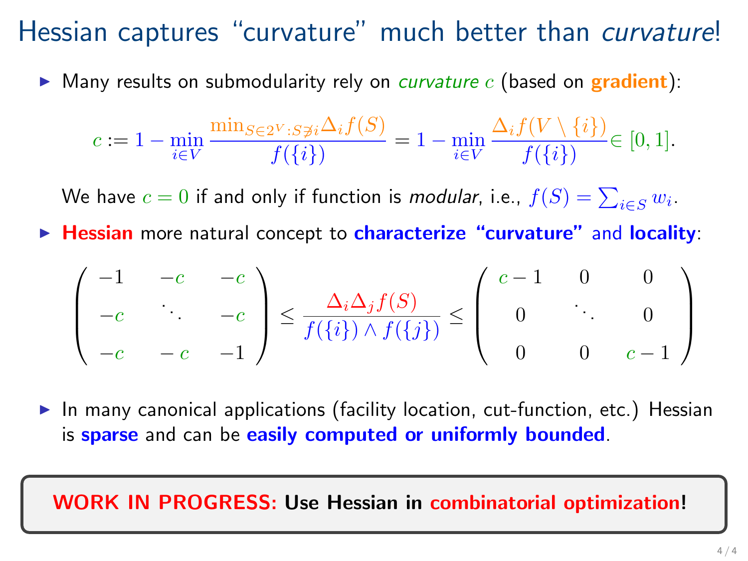# Hessian captures "curvature" much better than *curvature*!

- Many results on submodularity rely on *curvature* $c$ (based on **gradient**):

$$c := 1 - \min_{i \in V} \frac{\min_{S \in 2^V : S \not\ni i} \Delta_i f(S)}{f(\{i\})} = 1 - \min_{i \in V} \frac{\Delta_i f(V \setminus \{i\})}{f(\{i\})} \in [0, 1].$$

  We have $c = 0$ if and only if function is *modular*, i.e., $f(S) = \sum_{i \in S} w_i$.

- **Hessian** more natural concept to **characterize "curvature"** and **locality**:

$$\begin{pmatrix} -1 & -c & -c \\ -c & \ddots & -c \\ -c & -c & -1 \end{pmatrix} \leq \frac{\Delta_i \Delta_j f(S)}{f(\{i\}) \wedge f(\{j\})} \leq \begin{pmatrix} c-1 & 0 & 0 \\ 0 & \ddots & 0 \\ 0 & 0 & c-1 \end{pmatrix}$$

- In many canonical applications (facility location, cut-function, etc.) Hessian is **sparse** and can be **easily computed or uniformly bounded**.

**WORK IN PROGRESS: Use Hessian in combinatorial optimization!**